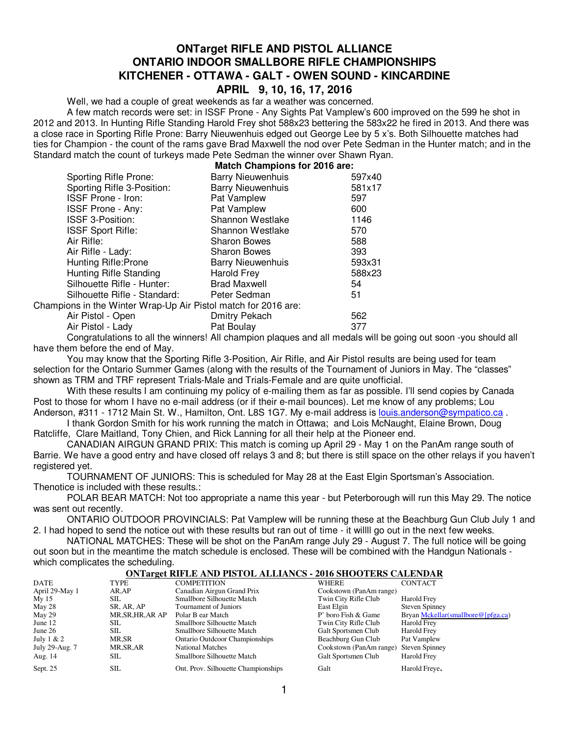# ONTarget RIFLE AND PISTOL ALLIANCE
# ONTARIO INDOOR SMALLBORE RIFLE CHAMPIONSHIPS
# KITCHENER - OTTAWA - GALT - OWEN SOUND - KINCARDINE
# APRIL 9, 10, 16, 17, 2016

Well, we had a couple of great weekends as far a weather was concerned.

A few match records were set: in ISSF Prone - Any Sights Pat Vamplew's 600 improved on the 599 he shot in 2012 and 2013. In Hunting Rifle Standing Harold Frey shot 588x23 bettering the 583x22 he fired in 2013. And there was a close race in Sporting Rifle Prone: Barry Nieuwenhuis edged out George Lee by 5 x's. Both Silhouette matches had ties for Champion - the count of the rams gave Brad Maxwell the nod over Pete Sedman in the Hunter match; and in the Standard match the count of turkeys made Pete Sedman the winner over Shawn Ryan.

**Match Champions for 2016 are:**

| | | |
|---|---|---|
| Sporting Rifle Prone: | Barry Nieuwenhuis | 597x40 |
| Sporting Rifle 3-Position: | Barry Nieuwenhuis | 581x17 |
| ISSF Prone - Iron: | Pat Vamplew | 597 |
| ISSF Prone - Any: | Pat Vamplew | 600 |
| ISSF 3-Position: | Shannon Westlake | 1146 |
| ISSF Sport Rifle: | Shannon Westlake | 570 |
| Air Rifle: | Sharon Bowes | 588 |
| Air Rifle - Lady: | Sharon Bowes | 393 |
| Hunting Rifle:Prone | Barry Nieuwenhuis | 593x31 |
| Hunting Rifle Standing | Harold Frey | 588x23 |
| Silhouette Rifle - Hunter: | Brad Maxwell | 54 |
| Silhouette Rifle - Standard: | Peter Sedman | 51 |

Champions in the Winter Wrap-Up Air Pistol match for 2016 are:

| | | |
|---|---|---|
| Air Pistol - Open | Dmitry Pekach | 562 |
| Air Pistol - Lady | Pat Boulay | 377 |

Congratulations to all the winners! All champion plaques and all medals will be going out soon -you should all have them before the end of May.

You may know that the Sporting Rifle 3-Position, Air Rifle, and Air Pistol results are being used for team selection for the Ontario Summer Games (along with the results of the Tournament of Juniors in May. The "classes" shown as TRM and TRF represent Trials-Male and Trials-Female and are quite unofficial.

With these results I am continuing my policy of e-mailing them as far as possible. I'll send copies by Canada Post to those for whom I have no e-mail address (or if their e-mail bounces). Let me know of any problems; Lou Anderson, #311 - 1712 Main St. W., Hamilton, Ont. L8S 1G7. My e-mail address is louis.anderson@sympatico.ca .

I thank Gordon Smith for his work running the match in Ottawa; and Lois McNaught, Elaine Brown, Doug Ratcliffe, Clare Maitland, Tony Chien, and Rick Lanning for all their help at the Pioneer end.

CANADIAN AIRGUN GRAND PRIX: This match is coming up April 29 - May 1 on the PanAm range south of Barrie. We have a good entry and have closed off relays 3 and 8; but there is still space on the other relays if you haven't registered yet.

TOURNAMENT OF JUNIORS: This is scheduled for May 28 at the East Elgin Sportsman's Association. Thenotice is included with these results.:

POLAR BEAR MATCH: Not too appropriate a name this year - but Peterborough will run this May 29. The notice was sent out recently.

ONTARIO OUTDOOR PROVINCIALS: Pat Vamplew will be running these at the Beachburg Gun Club July 1 and 2. I had hoped to send the notice out with these results but ran out of time - it willll go out in the next few weeks.

NATIONAL MATCHES: These will be shot on the PanAm range July 29 - August 7. The full notice will be going out soon but in the meantime the match schedule is enclosed. These will be combined with the Handgun Nationals - which complicates the scheduling.

## ONTarget RIFLE AND PISTOL ALLIANCS - 2016 SHOOTERS CALENDAR

| DATE | TYPE | COMPETITION | WHERE | CONTACT |
|---|---|---|---|---|
| April 29-May 1 | AR,AP | Canadian Airgun Grand Prix | Cookstown (PanAm range) | |
| My 15 | SIL | Smallbore Silhouette Match | Twin City Rifle Club | Harold Frey |
| May 28 | SR, AR, AP | Tournament of Juniors | East Elgin | Steven Spinney |
| May 29 | MR,SR,HR,AR AP | Polar B ear Match | P' boro Fish & Game | Bryan Mckellar(smallbore@[pfga.ca) |
| June 12 | SIL | Smallbore Silhouette Match | Twin City Rifle Club | Harold Frey |
| June 26 | SIL | Smallbore Silhouette Match | Galt Sportsmen Club | Harold Frey |
| July 1 & 2 | MR,SR | Ontario Outdcoor Championships | Beachburg Gun Club | Pat Vamplew |
| July 29-Aug. 7 | MR,SR,AR | National Matches | Cookstown (PanAm range) | Steven Spinney |
| Aug. 14 | SIL | Smallbore Silhouette Match | Galt Sportsmen Club | Harold Frey |
| Sept. 25 | SIL | Ont. Prov. Silhouette Championships | Galt | Harold Freye. |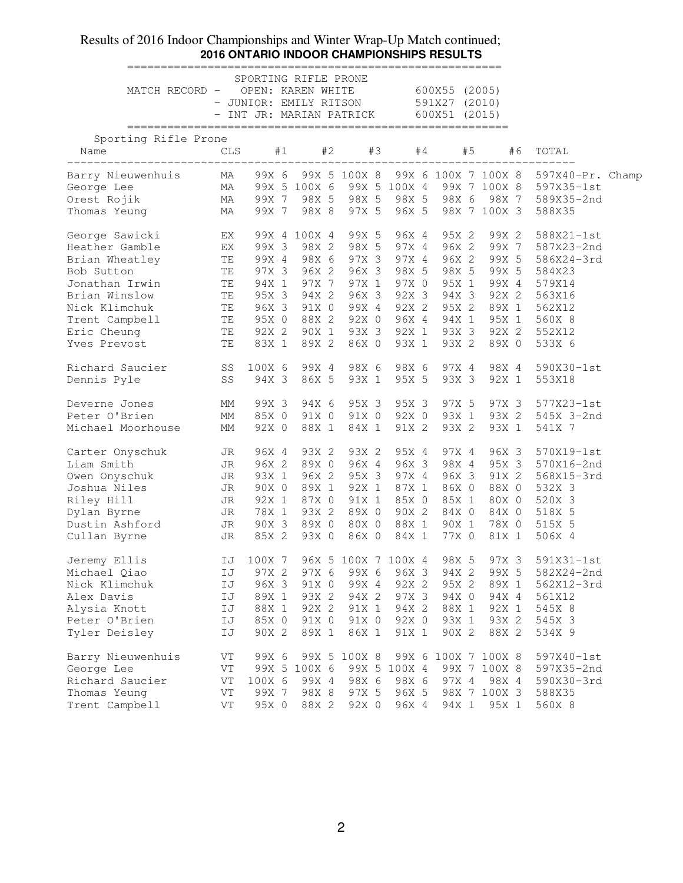Results of 2016 Indoor Championships and Winter Wrap-Up Match continued;

## 2016 ONTARIO INDOOR CHAMPIONSHIPS RESULTS

SPORTING RIFLE PRONE

| MATCH RECORD | | |
|---|---|---|
| OPEN: | KAREN WHITE | 600X55 (2005) |
| JUNIOR: | EMILY RITSON | 591X27 (2010) |
| INT JR: | MARIAN PATRICK | 600X51 (2015) |

Sporting Rifle Prone

| Name | CLS | #1 | #2 | #3 | #4 | #5 | #6 | TOTAL |
|---|---|---|---|---|---|---|---|---|
| Barry Nieuwenhuis | MA | 99X 6 | 99X 5 | 100X 8 | 99X 6 | 100X 7 | 100X 8 | 597X40-Pr. Champ |
| George Lee | MA | 99X 5 | 100X 6 | 99X 5 | 100X 4 | 99X 7 | 100X 8 | 597X35-1st |
| Orest Rojik | MA | 99X 7 | 98X 5 | 98X 5 | 98X 5 | 98X 6 | 98X 7 | 589X35-2nd |
| Thomas Yeung | MA | 99X 7 | 98X 8 | 97X 5 | 96X 5 | 98X 7 | 100X 3 | 588X35 |
| | | | | | | | | |
| George Sawicki | EX | 99X 4 | 100X 4 | 99X 5 | 96X 4 | 95X 2 | 99X 2 | 588X21-1st |
| Heather Gamble | EX | 99X 3 | 98X 2 | 98X 5 | 97X 4 | 96X 2 | 99X 7 | 587X23-2nd |
| Brian Wheatley | TE | 99X 4 | 98X 6 | 97X 3 | 97X 4 | 96X 2 | 99X 5 | 586X24-3rd |
| Bob Sutton | TE | 97X 3 | 96X 2 | 96X 3 | 98X 5 | 98X 5 | 99X 5 | 584X23 |
| Jonathan Irwin | TE | 94X 1 | 97X 7 | 97X 1 | 97X 0 | 95X 1 | 99X 4 | 579X14 |
| Brian Winslow | TE | 95X 3 | 94X 2 | 96X 3 | 92X 3 | 94X 3 | 92X 2 | 563X16 |
| Nick Klimchuk | TE | 96X 3 | 91X 0 | 99X 4 | 92X 2 | 95X 2 | 89X 1 | 562X12 |
| Trent Campbell | TE | 95X 0 | 88X 2 | 92X 0 | 96X 4 | 94X 1 | 95X 1 | 560X 8 |
| Eric Cheung | TE | 92X 2 | 90X 1 | 93X 3 | 92X 1 | 93X 3 | 92X 2 | 552X12 |
| Yves Prevost | TE | 83X 1 | 89X 2 | 86X 0 | 93X 1 | 93X 2 | 89X 0 | 533X 6 |
| | | | | | | | | |
| Richard Saucier | SS | 100X 6 | 99X 4 | 98X 6 | 98X 6 | 97X 4 | 98X 4 | 590X30-1st |
| Dennis Pyle | SS | 94X 3 | 86X 5 | 93X 1 | 95X 5 | 93X 3 | 92X 1 | 553X18 |
| | | | | | | | | |
| Deverne Jones | MM | 99X 3 | 94X 6 | 95X 3 | 95X 3 | 97X 5 | 97X 3 | 577X23-1st |
| Peter O'Brien | MM | 85X 0 | 91X 0 | 91X 0 | 92X 0 | 93X 1 | 93X 2 | 545X 3-2nd |
| Michael Moorhouse | MM | 92X 0 | 88X 1 | 84X 1 | 91X 2 | 93X 2 | 93X 1 | 541X 7 |
| | | | | | | | | |
| Carter Onyschuk | JR | 96X 4 | 93X 2 | 93X 2 | 95X 4 | 97X 4 | 96X 3 | 570X19-1st |
| Liam Smith | JR | 96X 2 | 89X 0 | 96X 4 | 96X 3 | 98X 4 | 95X 3 | 570X16-2nd |
| Owen Onyschuk | JR | 93X 1 | 96X 2 | 95X 3 | 97X 4 | 96X 3 | 91X 2 | 568X15-3rd |
| Joshua Niles | JR | 90X 0 | 89X 1 | 92X 1 | 87X 1 | 86X 0 | 88X 0 | 532X 3 |
| Riley Hill | JR | 92X 1 | 87X 0 | 91X 1 | 85X 0 | 85X 1 | 80X 0 | 520X 3 |
| Dylan Byrne | JR | 78X 1 | 93X 2 | 89X 0 | 90X 2 | 84X 0 | 84X 0 | 518X 5 |
| Dustin Ashford | JR | 90X 3 | 89X 0 | 80X 0 | 88X 1 | 90X 1 | 78X 0 | 515X 5 |
| Cullan Byrne | JR | 85X 2 | 93X 0 | 86X 0 | 84X 1 | 77X 0 | 81X 1 | 506X 4 |
| | | | | | | | | |
| Jeremy Ellis | IJ | 100X 7 | 96X 5 | 100X 7 | 100X 4 | 98X 5 | 97X 3 | 591X31-1st |
| Michael Qiao | IJ | 97X 2 | 97X 6 | 99X 6 | 96X 3 | 94X 2 | 99X 5 | 582X24-2nd |
| Nick Klimchuk | IJ | 96X 3 | 91X 0 | 99X 4 | 92X 2 | 95X 2 | 89X 1 | 562X12-3rd |
| Alex Davis | IJ | 89X 1 | 93X 2 | 94X 2 | 97X 3 | 94X 0 | 94X 4 | 561X12 |
| Alysia Knott | IJ | 88X 1 | 92X 2 | 91X 1 | 94X 2 | 88X 1 | 92X 1 | 545X 8 |
| Peter O'Brien | IJ | 85X 0 | 91X 0 | 91X 0 | 92X 0 | 93X 1 | 93X 2 | 545X 3 |
| Tyler Deisley | IJ | 90X 2 | 89X 1 | 86X 1 | 91X 1 | 90X 2 | 88X 2 | 534X 9 |
| | | | | | | | | |
| Barry Nieuwenhuis | VT | 99X 6 | 99X 5 | 100X 8 | 99X 6 | 100X 7 | 100X 8 | 597X40-1st |
| George Lee | VT | 99X 5 | 100X 6 | 99X 5 | 100X 4 | 99X 7 | 100X 8 | 597X35-2nd |
| Richard Saucier | VT | 100X 6 | 99X 4 | 98X 6 | 98X 6 | 97X 4 | 98X 4 | 590X30-3rd |
| Thomas Yeung | VT | 99X 7 | 98X 8 | 97X 5 | 96X 5 | 98X 7 | 100X 3 | 588X35 |
| Trent Campbell | VT | 95X 0 | 88X 2 | 92X 0 | 96X 4 | 94X 1 | 95X 1 | 560X 8 |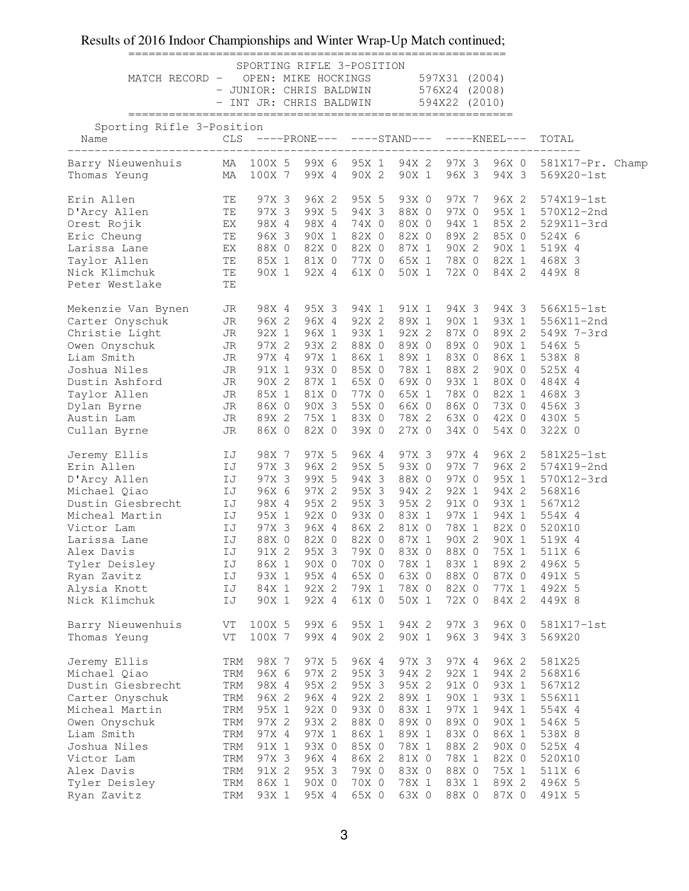Results of 2016 Indoor Championships and Winter Wrap-Up Match continued;

| SPORTING RIFLE 3-POSITION | | |
|---|---|---|
| MATCH RECORD - OPEN: | MIKE HOCKINGS | 597X31 (2004) |
| - JUNIOR: | CHRIS BALDWIN | 576X24 (2008) |
| - INT JR: | CHRIS BALDWIN | 594X22 (2010) |

Sporting Rifle 3-Position

| Name | CLS | PRONE | | STAND | | KNEEL | | TOTAL |
|---|---|---|---|---|---|---|---|---|
| Barry Nieuwenhuis | MA | 100X 5 | 99X 6 | 95X 1 | 94X 2 | 97X 3 | 96X 0 | 581X17-Pr. Champ |
| Thomas Yeung | MA | 100X 7 | 99X 4 | 90X 2 | 90X 1 | 96X 3 | 94X 3 | 569X20-1st |
| | | | | | | | | |
| Erin Allen | TE | 97X 3 | 96X 2 | 95X 5 | 93X 0 | 97X 7 | 96X 2 | 574X19-1st |
| D'Arcy Allen | TE | 97X 3 | 99X 5 | 94X 3 | 88X 0 | 97X 0 | 95X 1 | 570X12-2nd |
| Orest Rojik | EX | 98X 4 | 98X 4 | 74X 0 | 80X 0 | 94X 1 | 85X 2 | 529X11-3rd |
| Eric Cheung | TE | 96X 3 | 90X 1 | 82X 0 | 82X 0 | 89X 2 | 85X 0 | 524X 6 |
| Larissa Lane | EX | 88X 0 | 82X 0 | 82X 0 | 87X 1 | 90X 2 | 90X 1 | 519X 4 |
| Taylor Allen | TE | 85X 1 | 81X 0 | 77X 0 | 65X 1 | 78X 0 | 82X 1 | 468X 3 |
| Nick Klimchuk | TE | 90X 1 | 92X 4 | 61X 0 | 50X 1 | 72X 0 | 84X 2 | 449X 8 |
| Peter Westlake | TE | | | | | | | |
| | | | | | | | | |
| Mekenzie Van Bynen | JR | 98X 4 | 95X 3 | 94X 1 | 91X 1 | 94X 3 | 94X 3 | 566X15-1st |
| Carter Onyschuk | JR | 96X 2 | 96X 4 | 92X 2 | 89X 1 | 90X 1 | 93X 1 | 556X11-2nd |
| Christie Light | JR | 92X 1 | 96X 1 | 93X 1 | 92X 2 | 87X 0 | 89X 2 | 549X 7-3rd |
| Owen Onyschuk | JR | 97X 2 | 93X 2 | 88X 0 | 89X 0 | 89X 0 | 90X 1 | 546X 5 |
| Liam Smith | JR | 97X 4 | 97X 1 | 86X 1 | 89X 1 | 83X 0 | 86X 1 | 538X 8 |
| Joshua Niles | JR | 91X 1 | 93X 0 | 85X 0 | 78X 1 | 88X 2 | 90X 0 | 525X 4 |
| Dustin Ashford | JR | 90X 2 | 87X 1 | 65X 0 | 69X 0 | 93X 1 | 80X 0 | 484X 4 |
| Taylor Allen | JR | 85X 1 | 81X 0 | 77X 0 | 65X 1 | 78X 0 | 82X 1 | 468X 3 |
| Dylan Byrne | JR | 86X 0 | 90X 3 | 55X 0 | 66X 0 | 86X 0 | 73X 0 | 456X 3 |
| Austin Lam | JR | 89X 2 | 75X 1 | 83X 0 | 78X 2 | 63X 0 | 42X 0 | 430X 5 |
| Cullan Byrne | JR | 86X 0 | 82X 0 | 39X 0 | 27X 0 | 34X 0 | 54X 0 | 322X 0 |
| | | | | | | | | |
| Jeremy Ellis | IJ | 98X 7 | 97X 5 | 96X 4 | 97X 3 | 97X 4 | 96X 2 | 581X25-1st |
| Erin Allen | IJ | 97X 3 | 96X 2 | 95X 5 | 93X 0 | 97X 7 | 96X 2 | 574X19-2nd |
| D'Arcy Allen | IJ | 97X 3 | 99X 5 | 94X 3 | 88X 0 | 97X 0 | 95X 1 | 570X12-3rd |
| Michael Qiao | IJ | 96X 6 | 97X 2 | 95X 3 | 94X 2 | 92X 1 | 94X 2 | 568X16 |
| Dustin Giesbrecht | IJ | 98X 4 | 95X 2 | 95X 3 | 95X 2 | 91X 0 | 93X 1 | 567X12 |
| Micheal Martin | IJ | 95X 1 | 92X 0 | 93X 0 | 83X 1 | 97X 1 | 94X 1 | 554X 4 |
| Victor Lam | IJ | 97X 3 | 96X 4 | 86X 2 | 81X 0 | 78X 1 | 82X 0 | 520X10 |
| Larissa Lane | IJ | 88X 0 | 82X 0 | 82X 0 | 87X 1 | 90X 2 | 90X 1 | 519X 4 |
| Alex Davis | IJ | 91X 2 | 95X 3 | 79X 0 | 83X 0 | 88X 0 | 75X 1 | 511X 6 |
| Tyler Deisley | IJ | 86X 1 | 90X 0 | 70X 0 | 78X 1 | 83X 1 | 89X 2 | 496X 5 |
| Ryan Zavitz | IJ | 93X 1 | 95X 4 | 65X 0 | 63X 0 | 88X 0 | 87X 0 | 491X 5 |
| Alysia Knott | IJ | 84X 1 | 92X 2 | 79X 1 | 78X 0 | 82X 0 | 77X 1 | 492X 5 |
| Nick Klimchuk | IJ | 90X 1 | 92X 4 | 61X 0 | 50X 1 | 72X 0 | 84X 2 | 449X 8 |
| | | | | | | | | |
| Barry Nieuwenhuis | VT | 100X 5 | 99X 6 | 95X 1 | 94X 2 | 97X 3 | 96X 0 | 581X17-1st |
| Thomas Yeung | VT | 100X 7 | 99X 4 | 90X 2 | 90X 1 | 96X 3 | 94X 3 | 569X20 |
| | | | | | | | | |
| Jeremy Ellis | TRM | 98X 7 | 97X 5 | 96X 4 | 97X 3 | 97X 4 | 96X 2 | 581X25 |
| Michael Qiao | TRM | 96X 6 | 97X 2 | 95X 3 | 94X 2 | 92X 1 | 94X 2 | 568X16 |
| Dustin Giesbrecht | TRM | 98X 4 | 95X 2 | 95X 3 | 95X 2 | 91X 0 | 93X 1 | 567X12 |
| Carter Onyschuk | TRM | 96X 2 | 96X 4 | 92X 2 | 89X 1 | 90X 1 | 93X 1 | 556X11 |
| Micheal Martin | TRM | 95X 1 | 92X 0 | 93X 0 | 83X 1 | 97X 1 | 94X 1 | 554X 4 |
| Owen Onyschuk | TRM | 97X 2 | 93X 2 | 88X 0 | 89X 0 | 89X 0 | 90X 1 | 546X 5 |
| Liam Smith | TRM | 97X 4 | 97X 1 | 86X 1 | 89X 1 | 83X 0 | 86X 1 | 538X 8 |
| Joshua Niles | TRM | 91X 1 | 93X 0 | 85X 0 | 78X 1 | 88X 2 | 90X 0 | 525X 4 |
| Victor Lam | TRM | 97X 3 | 96X 4 | 86X 2 | 81X 0 | 78X 1 | 82X 0 | 520X10 |
| Alex Davis | TRM | 91X 2 | 95X 3 | 79X 0 | 83X 0 | 88X 0 | 75X 1 | 511X 6 |
| Tyler Deisley | TRM | 86X 1 | 90X 0 | 70X 0 | 78X 1 | 83X 1 | 89X 2 | 496X 5 |
| Ryan Zavitz | TRM | 93X 1 | 95X 4 | 65X 0 | 63X 0 | 88X 0 | 87X 0 | 491X 5 |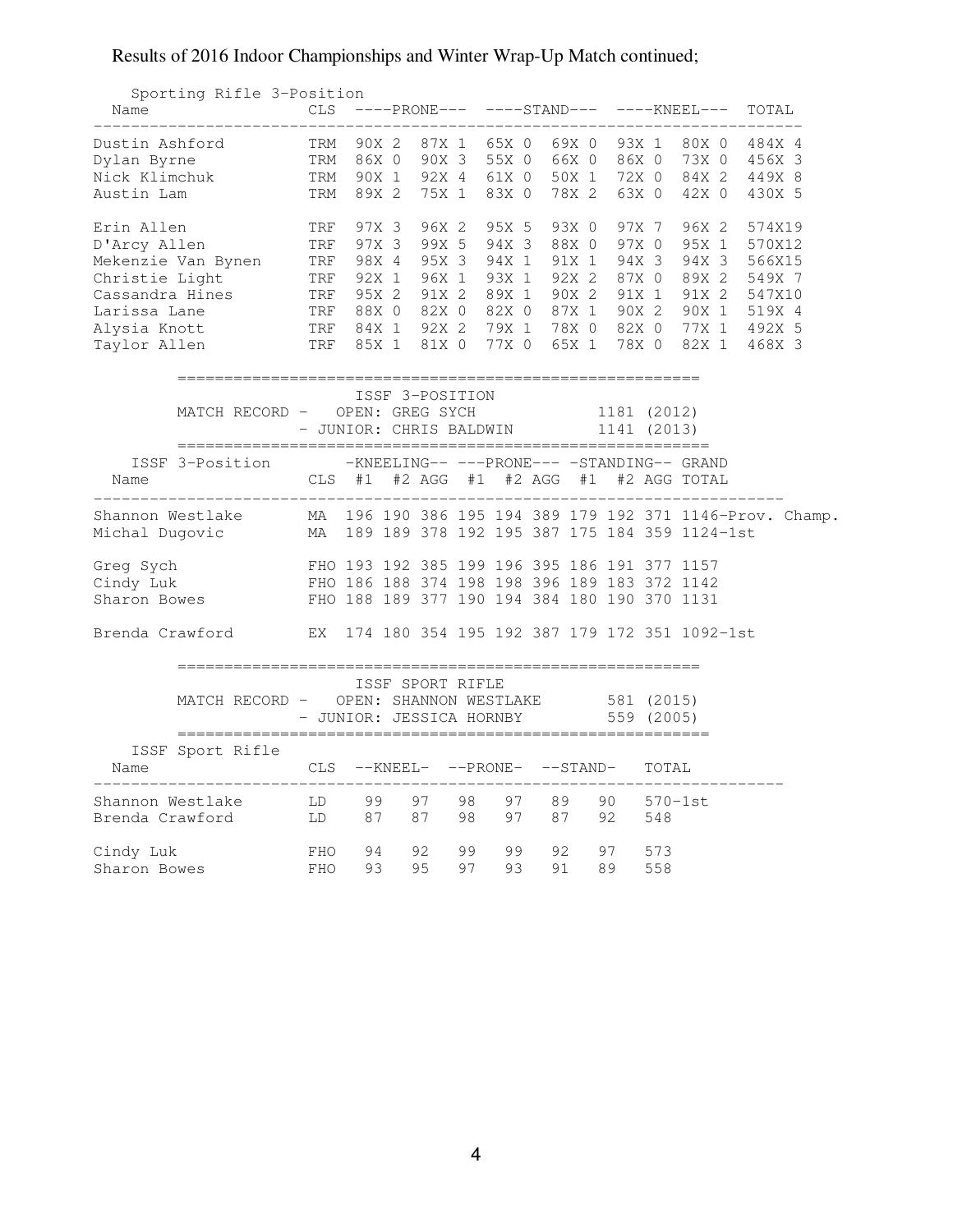Results of 2016 Indoor Championships and Winter Wrap-Up Match continued;

### Sporting Rifle 3-Position

| Name | CLS | PRONE | | STAND | | KNEEL | | TOTAL |
|---|---|---|---|---|---|---|---|---|
| Dustin Ashford | TRM | 90X 2 | 87X 1 | 65X 0 | 69X 0 | 93X 1 | 80X 0 | 484X 4 |
| Dylan Byrne | TRM | 86X 0 | 90X 3 | 55X 0 | 66X 0 | 86X 0 | 73X 0 | 456X 3 |
| Nick Klimchuk | TRM | 90X 1 | 92X 4 | 61X 0 | 50X 1 | 72X 0 | 84X 2 | 449X 8 |
| Austin Lam | TRM | 89X 2 | 75X 1 | 83X 0 | 78X 2 | 63X 0 | 42X 0 | 430X 5 |
| Erin Allen | TRF | 97X 3 | 96X 2 | 95X 5 | 93X 0 | 97X 7 | 96X 2 | 574X19 |
| D'Arcy Allen | TRF | 97X 3 | 99X 5 | 94X 3 | 88X 0 | 97X 0 | 95X 1 | 570X12 |
| Mekenzie Van Bynen | TRF | 98X 4 | 95X 3 | 94X 1 | 91X 1 | 94X 3 | 94X 3 | 566X15 |
| Christie Light | TRF | 92X 1 | 96X 1 | 93X 1 | 92X 2 | 87X 0 | 89X 2 | 549X 7 |
| Cassandra Hines | TRF | 95X 2 | 91X 2 | 89X 1 | 90X 2 | 91X 1 | 91X 2 | 547X10 |
| Larissa Lane | TRF | 88X 0 | 82X 0 | 82X 0 | 87X 1 | 90X 2 | 90X 1 | 519X 4 |
| Alysia Knott | TRF | 84X 1 | 92X 2 | 79X 1 | 78X 0 | 82X 0 | 77X 1 | 492X 5 |
| Taylor Allen | TRF | 85X 1 | 81X 0 | 77X 0 | 65X 1 | 78X 0 | 82X 1 | 468X 3 |

### ISSF 3-POSITION

MATCH RECORD - OPEN: GREG SYCH 1181 (2012)
- JUNIOR: CHRIS BALDWIN 1141 (2013)

| Name | CLS | KNEELING #1 | KNEELING #2 | KNEELING AGG | PRONE #1 | PRONE #2 | PRONE AGG | STANDING #1 | STANDING #2 | STANDING AGG | GRAND TOTAL |
|---|---|---|---|---|---|---|---|---|---|---|---|
| Shannon Westlake | MA | 196 | 190 | 386 | 195 | 194 | 389 | 179 | 192 | 371 | 1146-Prov. Champ. |
| Michal Dugovic | MA | 189 | 189 | 378 | 192 | 195 | 387 | 175 | 184 | 359 | 1124-1st |
| Greg Sych | FHO | 193 | 192 | 385 | 199 | 196 | 395 | 186 | 191 | 377 | 1157 |
| Cindy Luk | FHO | 186 | 188 | 374 | 198 | 198 | 396 | 189 | 183 | 372 | 1142 |
| Sharon Bowes | FHO | 188 | 189 | 377 | 190 | 194 | 384 | 180 | 190 | 370 | 1131 |
| Brenda Crawford | EX | 174 | 180 | 354 | 195 | 192 | 387 | 179 | 172 | 351 | 1092-1st |

### ISSF SPORT RIFLE

MATCH RECORD - OPEN: SHANNON WESTLAKE 581 (2015)
- JUNIOR: JESSICA HORNBY 559 (2005)

| Name | CLS | KNEEL | | PRONE | | STAND | | TOTAL |
|---|---|---|---|---|---|---|---|---|
| Shannon Westlake | LD | 99 | 97 | 98 | 97 | 89 | 90 | 570-1st |
| Brenda Crawford | LD | 87 | 87 | 98 | 97 | 87 | 92 | 548 |
| Cindy Luk | FHO | 94 | 92 | 99 | 99 | 92 | 97 | 573 |
| Sharon Bowes | FHO | 93 | 95 | 97 | 93 | 91 | 89 | 558 |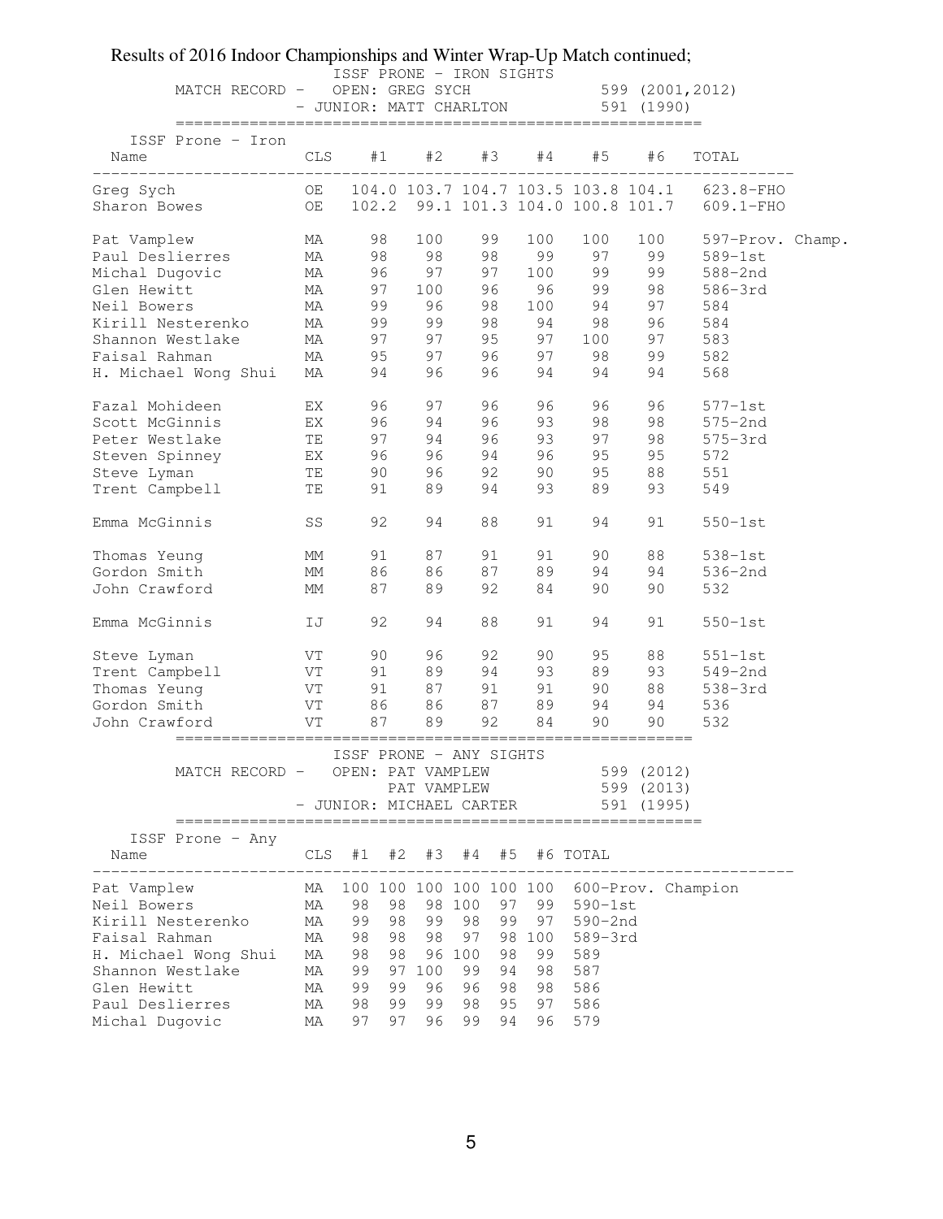Results of 2016 Indoor Championships and Winter Wrap-Up Match continued;

## ISSF PRONE - IRON SIGHTS

MATCH RECORD - OPEN: GREG SYCH 599 (2001,2012)
- JUNIOR: MATT CHARLTON 591 (1990)

| Name | CLS | #1 | #2 | #3 | #4 | #5 | #6 | TOTAL |
|---|---|---|---|---|---|---|---|---|
| Greg Sych | OE | 104.0 | 103.7 | 104.7 | 103.5 | 103.8 | 104.1 | 623.8-FHO |
| Sharon Bowes | OE | 102.2 | 99.1 | 101.3 | 104.0 | 100.8 | 101.7 | 609.1-FHO |
| Pat Vamplew | MA | 98 | 100 | 99 | 100 | 100 | 100 | 597-Prov. Champ. |
| Paul Deslierres | MA | 98 | 98 | 98 | 99 | 97 | 99 | 589-1st |
| Michal Dugovic | MA | 96 | 97 | 97 | 100 | 99 | 99 | 588-2nd |
| Glen Hewitt | MA | 97 | 100 | 96 | 96 | 99 | 98 | 586-3rd |
| Neil Bowers | MA | 99 | 96 | 98 | 100 | 94 | 97 | 584 |
| Kirill Nesterenko | MA | 99 | 99 | 98 | 94 | 98 | 96 | 584 |
| Shannon Westlake | MA | 97 | 97 | 95 | 97 | 100 | 97 | 583 |
| Faisal Rahman | MA | 95 | 97 | 96 | 97 | 98 | 99 | 582 |
| H. Michael Wong Shui | MA | 94 | 96 | 96 | 94 | 94 | 94 | 568 |
| Fazal Mohideen | EX | 96 | 97 | 96 | 96 | 96 | 96 | 577-1st |
| Scott McGinnis | EX | 96 | 94 | 96 | 93 | 98 | 98 | 575-2nd |
| Peter Westlake | TE | 97 | 94 | 96 | 93 | 97 | 98 | 575-3rd |
| Steven Spinney | EX | 96 | 96 | 94 | 96 | 95 | 95 | 572 |
| Steve Lyman | TE | 90 | 96 | 92 | 90 | 95 | 88 | 551 |
| Trent Campbell | TE | 91 | 89 | 94 | 93 | 89 | 93 | 549 |
| Emma McGinnis | SS | 92 | 94 | 88 | 91 | 94 | 91 | 550-1st |
| Thomas Yeung | MM | 91 | 87 | 91 | 91 | 90 | 88 | 538-1st |
| Gordon Smith | MM | 86 | 86 | 87 | 89 | 94 | 94 | 536-2nd |
| John Crawford | MM | 87 | 89 | 92 | 84 | 90 | 90 | 532 |
| Emma McGinnis | IJ | 92 | 94 | 88 | 91 | 94 | 91 | 550-1st |
| Steve Lyman | VT | 90 | 96 | 92 | 90 | 95 | 88 | 551-1st |
| Trent Campbell | VT | 91 | 89 | 94 | 93 | 89 | 93 | 549-2nd |
| Thomas Yeung | VT | 91 | 87 | 91 | 91 | 90 | 88 | 538-3rd |
| Gordon Smith | VT | 86 | 86 | 87 | 89 | 94 | 94 | 536 |
| John Crawford | VT | 87 | 89 | 92 | 84 | 90 | 90 | 532 |

## ISSF PRONE - ANY SIGHTS

MATCH RECORD - OPEN: PAT VAMPLEW 599 (2012)
PAT VAMPLEW 599 (2013)
- JUNIOR: MICHAEL CARTER 591 (1995)

| Name | CLS | #1 | #2 | #3 | #4 | #5 | #6 | TOTAL |
|---|---|---|---|---|---|---|---|---|
| Pat Vamplew | MA | 100 | 100 | 100 | 100 | 100 | 100 | 600-Prov. Champion |
| Neil Bowers | MA | 98 | 98 | 98 | 100 | 97 | 99 | 590-1st |
| Kirill Nesterenko | MA | 99 | 98 | 99 | 98 | 99 | 97 | 590-2nd |
| Faisal Rahman | MA | 98 | 98 | 98 | 97 | 98 | 100 | 589-3rd |
| H. Michael Wong Shui | MA | 98 | 98 | 96 | 100 | 98 | 99 | 589 |
| Shannon Westlake | MA | 99 | 97 | 100 | 99 | 94 | 98 | 587 |
| Glen Hewitt | MA | 99 | 99 | 96 | 96 | 98 | 98 | 586 |
| Paul Deslierres | MA | 98 | 99 | 99 | 98 | 95 | 97 | 586 |
| Michal Dugovic | MA | 97 | 97 | 96 | 99 | 94 | 96 | 579 |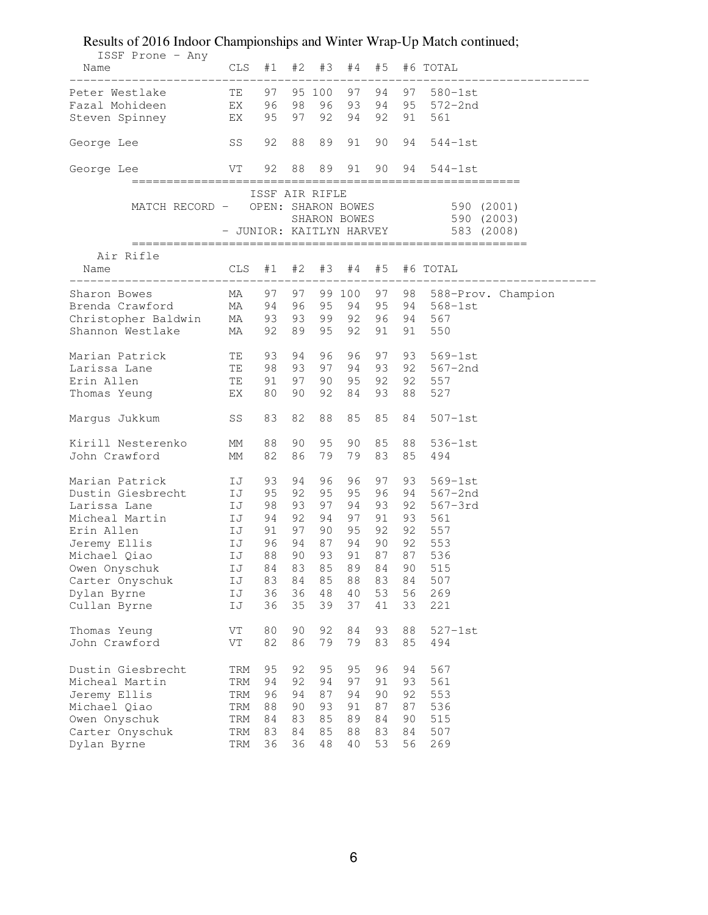Results of 2016 Indoor Championships and Winter Wrap-Up Match continued;

ISSF Prone - Any

| Name | CLS | #1 | #2 | #3 | #4 | #5 | #6 | TOTAL |
|---|---|---|---|---|---|---|---|---|
| Peter Westlake | TE | 97 | 95 | 100 | 97 | 94 | 97 | 580-1st |
| Fazal Mohideen | EX | 96 | 98 | 96 | 93 | 94 | 95 | 572-2nd |
| Steven Spinney | EX | 95 | 97 | 92 | 94 | 92 | 91 | 561 |
| | | | | | | | | |
| George Lee | SS | 92 | 88 | 89 | 91 | 90 | 94 | 544-1st |
| | | | | | | | | |
| George Lee | VT | 92 | 88 | 89 | 91 | 90 | 94 | 544-1st |

ISSF AIR RIFLE

| | | |
|---|---|---|
| MATCH RECORD - OPEN: | SHARON BOWES | 590 (2001) |
| | SHARON BOWES | 590 (2003) |
| - JUNIOR: | KAITLYN HARVEY | 583 (2008) |

Air Rifle

| Name | CLS | #1 | #2 | #3 | #4 | #5 | #6 | TOTAL |
|---|---|---|---|---|---|---|---|---|
| Sharon Bowes | MA | 97 | 97 | 99 | 100 | 97 | 98 | 588-Prov. Champion |
| Brenda Crawford | MA | 94 | 96 | 95 | 94 | 95 | 94 | 568-1st |
| Christopher Baldwin | MA | 93 | 93 | 99 | 92 | 96 | 94 | 567 |
| Shannon Westlake | MA | 92 | 89 | 95 | 92 | 91 | 91 | 550 |
| | | | | | | | | |
| Marian Patrick | TE | 93 | 94 | 96 | 96 | 97 | 93 | 569-1st |
| Larissa Lane | TE | 98 | 93 | 97 | 94 | 93 | 92 | 567-2nd |
| Erin Allen | TE | 91 | 97 | 90 | 95 | 92 | 92 | 557 |
| Thomas Yeung | EX | 80 | 90 | 92 | 84 | 93 | 88 | 527 |
| | | | | | | | | |
| Margus Jukkum | SS | 83 | 82 | 88 | 85 | 85 | 84 | 507-1st |
| | | | | | | | | |
| Kirill Nesterenko | MM | 88 | 90 | 95 | 90 | 85 | 88 | 536-1st |
| John Crawford | MM | 82 | 86 | 79 | 79 | 83 | 85 | 494 |
| | | | | | | | | |
| Marian Patrick | IJ | 93 | 94 | 96 | 96 | 97 | 93 | 569-1st |
| Dustin Giesbrecht | IJ | 95 | 92 | 95 | 95 | 96 | 94 | 567-2nd |
| Larissa Lane | IJ | 98 | 93 | 97 | 94 | 93 | 92 | 567-3rd |
| Micheal Martin | IJ | 94 | 92 | 94 | 97 | 91 | 93 | 561 |
| Erin Allen | IJ | 91 | 97 | 90 | 95 | 92 | 92 | 557 |
| Jeremy Ellis | IJ | 96 | 94 | 87 | 94 | 90 | 92 | 553 |
| Michael Qiao | IJ | 88 | 90 | 93 | 91 | 87 | 87 | 536 |
| Owen Onyschuk | IJ | 84 | 83 | 85 | 89 | 84 | 90 | 515 |
| Carter Onyschuk | IJ | 83 | 84 | 85 | 88 | 83 | 84 | 507 |
| Dylan Byrne | IJ | 36 | 36 | 48 | 40 | 53 | 56 | 269 |
| Cullan Byrne | IJ | 36 | 35 | 39 | 37 | 41 | 33 | 221 |
| | | | | | | | | |
| Thomas Yeung | VT | 80 | 90 | 92 | 84 | 93 | 88 | 527-1st |
| John Crawford | VT | 82 | 86 | 79 | 79 | 83 | 85 | 494 |
| | | | | | | | | |
| Dustin Giesbrecht | TRM | 95 | 92 | 95 | 95 | 96 | 94 | 567 |
| Micheal Martin | TRM | 94 | 92 | 94 | 97 | 91 | 93 | 561 |
| Jeremy Ellis | TRM | 96 | 94 | 87 | 94 | 90 | 92 | 553 |
| Michael Qiao | TRM | 88 | 90 | 93 | 91 | 87 | 87 | 536 |
| Owen Onyschuk | TRM | 84 | 83 | 85 | 89 | 84 | 90 | 515 |
| Carter Onyschuk | TRM | 83 | 84 | 85 | 88 | 83 | 84 | 507 |
| Dylan Byrne | TRM | 36 | 36 | 48 | 40 | 53 | 56 | 269 |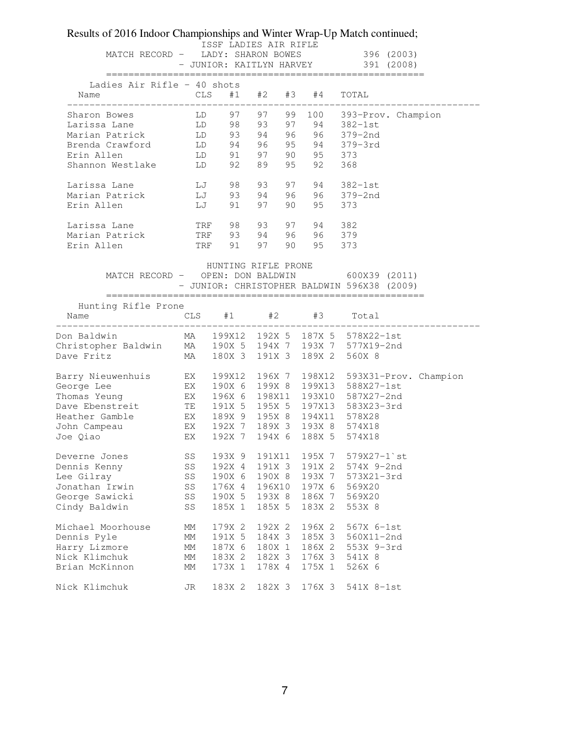Results of 2016 Indoor Championships and Winter Wrap-Up Match continued;

## ISSF LADIES AIR RIFLE

MATCH RECORD - LADY: SHARON BOWES 396 (2003)
- JUNIOR: KAITLYN HARVEY 391 (2008)

### Ladies Air Rifle - 40 shots

| Name | CLS | #1 | #2 | #3 | #4 | TOTAL |
|---|---|---|---|---|---|---|
| Sharon Bowes | LD | 97 | 97 | 99 | 100 | 393-Prov. Champion |
| Larissa Lane | LD | 98 | 93 | 97 | 94 | 382-1st |
| Marian Patrick | LD | 93 | 94 | 96 | 96 | 379-2nd |
| Brenda Crawford | LD | 94 | 96 | 95 | 94 | 379-3rd |
| Erin Allen | LD | 91 | 97 | 90 | 95 | 373 |
| Shannon Westlake | LD | 92 | 89 | 95 | 92 | 368 |
| | | | | | | |
| Larissa Lane | LJ | 98 | 93 | 97 | 94 | 382-1st |
| Marian Patrick | LJ | 93 | 94 | 96 | 96 | 379-2nd |
| Erin Allen | LJ | 91 | 97 | 90 | 95 | 373 |
| | | | | | | |
| Larissa Lane | TRF | 98 | 93 | 97 | 94 | 382 |
| Marian Patrick | TRF | 93 | 94 | 96 | 96 | 379 |
| Erin Allen | TRF | 91 | 97 | 90 | 95 | 373 |

## HUNTING RIFLE PRONE

MATCH RECORD - OPEN: DON BALDWIN 600X39 (2011)
- JUNIOR: CHRISTOPHER BALDWIN 596X38 (2009)

### Hunting Rifle Prone

| Name | CLS | #1 | #2 | #3 | Total |
|---|---|---|---|---|---|
| Don Baldwin | MA | 199X12 | 192X 5 | 187X 5 | 578X22-1st |
| Christopher Baldwin | MA | 190X 5 | 194X 7 | 193X 7 | 577X19-2nd |
| Dave Fritz | MA | 180X 3 | 191X 3 | 189X 2 | 560X 8 |
| | | | | | |
| Barry Nieuwenhuis | EX | 199X12 | 196X 7 | 198X12 | 593X31-Prov. Champion |
| George Lee | EX | 190X 6 | 199X 8 | 199X13 | 588X27-1st |
| Thomas Yeung | EX | 196X 6 | 198X11 | 193X10 | 587X27-2nd |
| Dave Ebenstreit | TE | 191X 5 | 195X 5 | 197X13 | 583X23-3rd |
| Heather Gamble | EX | 189X 9 | 195X 8 | 194X11 | 578X28 |
| John Campeau | EX | 192X 7 | 189X 3 | 193X 8 | 574X18 |
| Joe Qiao | EX | 192X 7 | 194X 6 | 188X 5 | 574X18 |
| | | | | | |
| Deverne Jones | SS | 193X 9 | 191X11 | 195X 7 | 579X27-1`st |
| Dennis Kenny | SS | 192X 4 | 191X 3 | 191X 2 | 574X 9-2nd |
| Lee Gilray | SS | 190X 6 | 190X 8 | 193X 7 | 573X21-3rd |
| Jonathan Irwin | SS | 176X 4 | 196X10 | 197X 6 | 569X20 |
| George Sawicki | SS | 190X 5 | 193X 8 | 186X 7 | 569X20 |
| Cindy Baldwin | SS | 185X 1 | 185X 5 | 183X 2 | 553X 8 |
| | | | | | |
| Michael Moorhouse | MM | 179X 2 | 192X 2 | 196X 2 | 567X 6-1st |
| Dennis Pyle | MM | 191X 5 | 184X 3 | 185X 3 | 560X11-2nd |
| Harry Lizmore | MM | 187X 6 | 180X 1 | 186X 2 | 553X 9-3rd |
| Nick Klimchuk | MM | 183X 2 | 182X 3 | 176X 3 | 541X 8 |
| Brian McKinnon | MM | 173X 1 | 178X 4 | 175X 1 | 526X 6 |
| | | | | | |
| Nick Klimchuk | JR | 183X 2 | 182X 3 | 176X 3 | 541X 8-1st |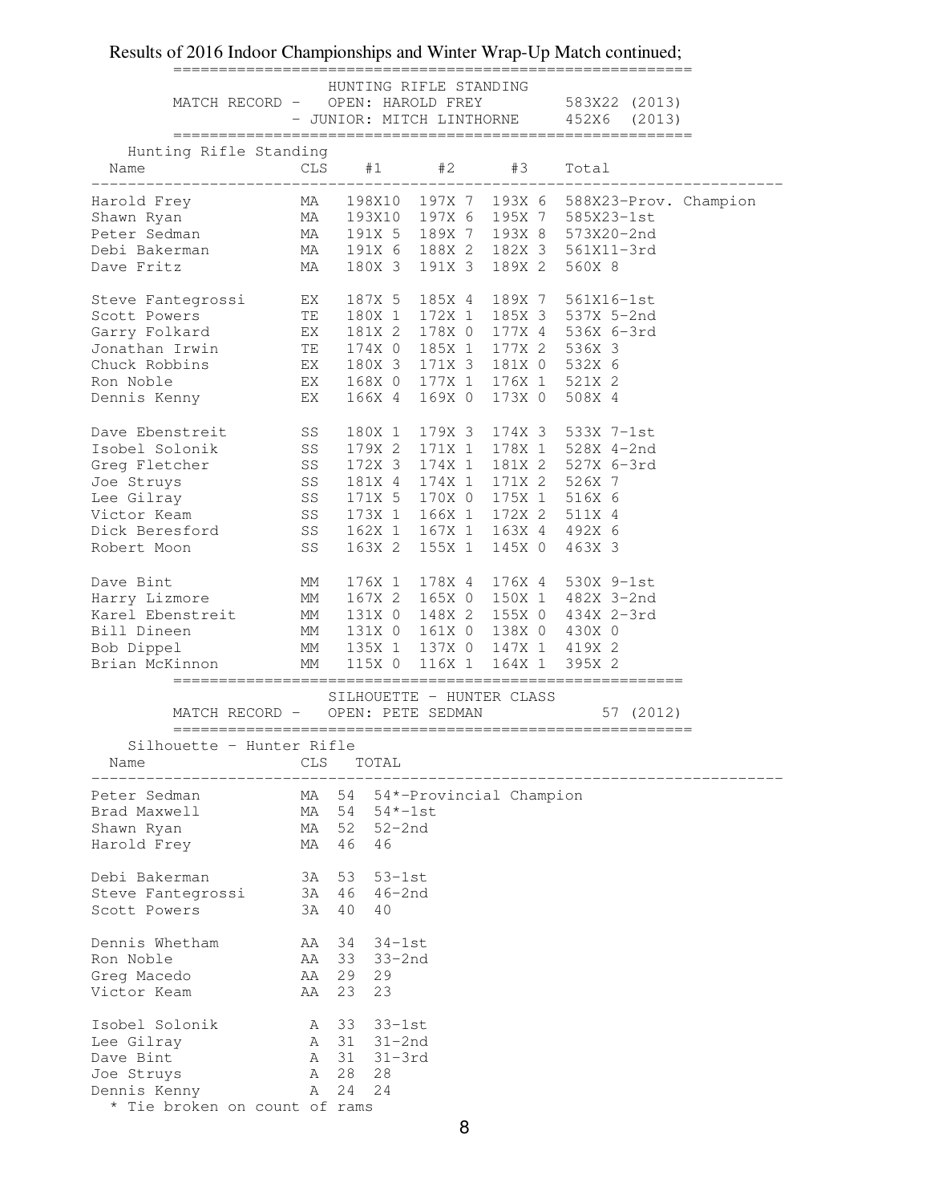Results of 2016 Indoor Championships and Winter Wrap-Up Match continued;

### HUNTING RIFLE STANDING

MATCH RECORD - OPEN: HAROLD FREY 583X22 (2013)
- JUNIOR: MITCH LINTHORNE 452X6 (2013)

**Hunting Rifle Standing**

| Name | CLS | #1 | #2 | #3 | Total |
|---|---|---|---|---|---|
| Harold Frey | MA | 198X10 | 197X 7 | 193X 6 | 588X23-Prov. Champion |
| Shawn Ryan | MA | 193X10 | 197X 6 | 195X 7 | 585X23-1st |
| Peter Sedman | MA | 191X 5 | 189X 7 | 193X 8 | 573X20-2nd |
| Debi Bakerman | MA | 191X 6 | 188X 2 | 182X 3 | 561X11-3rd |
| Dave Fritz | MA | 180X 3 | 191X 3 | 189X 2 | 560X 8 |
| | | | | | |
| Steve Fantegrossi | EX | 187X 5 | 185X 4 | 189X 7 | 561X16-1st |
| Scott Powers | TE | 180X 1 | 172X 1 | 185X 3 | 537X 5-2nd |
| Garry Folkard | EX | 181X 2 | 178X 0 | 177X 4 | 536X 6-3rd |
| Jonathan Irwin | TE | 174X 0 | 185X 1 | 177X 2 | 536X 3 |
| Chuck Robbins | EX | 180X 3 | 171X 3 | 181X 0 | 532X 6 |
| Ron Noble | EX | 168X 0 | 177X 1 | 176X 1 | 521X 2 |
| Dennis Kenny | EX | 166X 4 | 169X 0 | 173X 0 | 508X 4 |
| | | | | | |
| Dave Ebenstreit | SS | 180X 1 | 179X 3 | 174X 3 | 533X 7-1st |
| Isobel Solonik | SS | 179X 2 | 171X 1 | 178X 1 | 528X 4-2nd |
| Greg Fletcher | SS | 172X 3 | 174X 1 | 181X 2 | 527X 6-3rd |
| Joe Struys | SS | 181X 4 | 174X 1 | 171X 2 | 526X 7 |
| Lee Gilray | SS | 171X 5 | 170X 0 | 175X 1 | 516X 6 |
| Victor Keam | SS | 173X 1 | 166X 1 | 172X 2 | 511X 4 |
| Dick Beresford | SS | 162X 1 | 167X 1 | 163X 4 | 492X 6 |
| Robert Moon | SS | 163X 2 | 155X 1 | 145X 0 | 463X 3 |
| | | | | | |
| Dave Bint | MM | 176X 1 | 178X 4 | 176X 4 | 530X 9-1st |
| Harry Lizmore | MM | 167X 2 | 165X 0 | 150X 1 | 482X 3-2nd |
| Karel Ebenstreit | MM | 131X 0 | 148X 2 | 155X 0 | 434X 2-3rd |
| Bill Dineen | MM | 131X 0 | 161X 0 | 138X 0 | 430X 0 |
| Bob Dippel | MM | 135X 1 | 137X 0 | 147X 1 | 419X 2 |
| Brian McKinnon | MM | 115X 0 | 116X 1 | 164X 1 | 395X 2 |

### SILHOUETTE - HUNTER CLASS

MATCH RECORD - OPEN: PETE SEDMAN 57 (2012)

**Silhouette - Hunter Rifle**

| Name | CLS | TOTAL | |
|---|---|---|---|
| Peter Sedman | MA | 54 | 54*-Provincial Champion |
| Brad Maxwell | MA | 54 | 54*-1st |
| Shawn Ryan | MA | 52 | 52-2nd |
| Harold Frey | MA | 46 | 46 |
| | | | |
| Debi Bakerman | 3A | 53 | 53-1st |
| Steve Fantegrossi | 3A | 46 | 46-2nd |
| Scott Powers | 3A | 40 | 40 |
| | | | |
| Dennis Whetham | AA | 34 | 34-1st |
| Ron Noble | AA | 33 | 33-2nd |
| Greg Macedo | AA | 29 | 29 |
| Victor Keam | AA | 23 | 23 |
| | | | |
| Isobel Solonik | A | 33 | 33-1st |
| Lee Gilray | A | 31 | 31-2nd |
| Dave Bint | A | 31 | 31-3rd |
| Joe Struys | A | 28 | 28 |
| Dennis Kenny | A | 24 | 24 |

* Tie broken on count of rams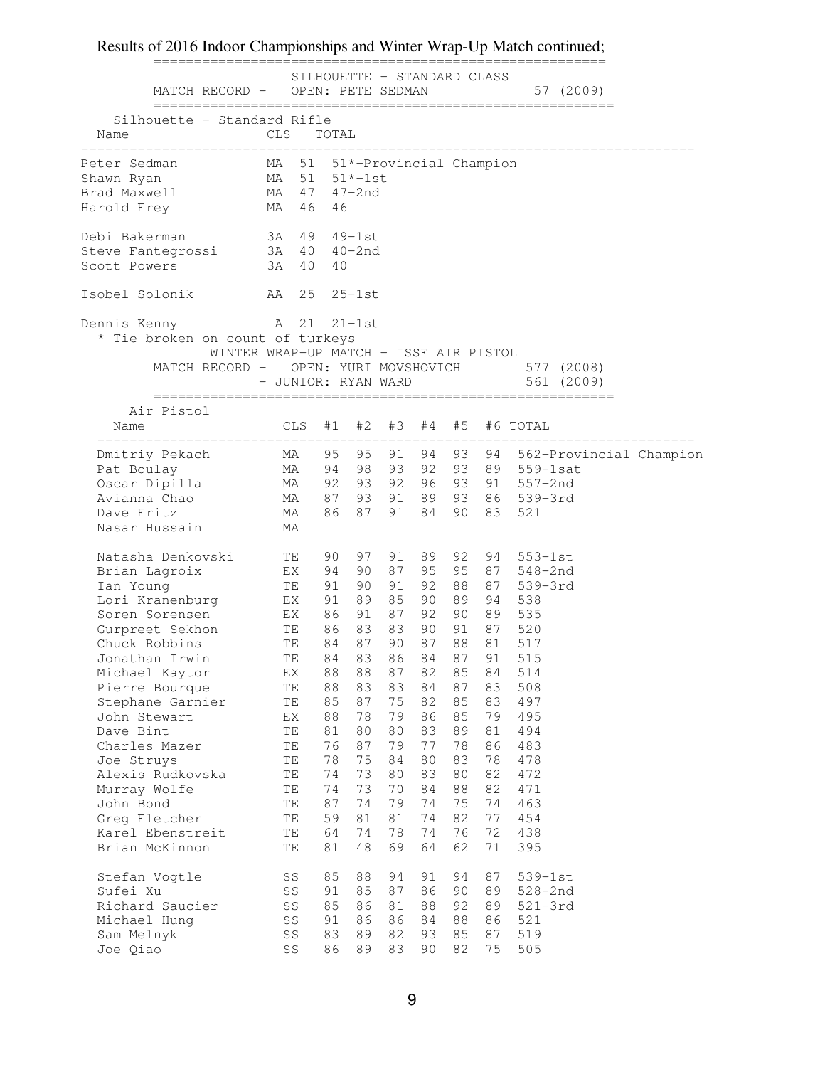Results of 2016 Indoor Championships and Winter Wrap-Up Match continued;

**SILHOUETTE - STANDARD CLASS**

MATCH RECORD - OPEN: PETE SEDMAN 57 (2009)

Silhouette - Standard Rifle

| Name | CLS | TOTAL | |
|---|---|---|---|
| Peter Sedman | MA | 51 | 51*-Provincial Champion |
| Shawn Ryan | MA | 51 | 51*-1st |
| Brad Maxwell | MA | 47 | 47-2nd |
| Harold Frey | MA | 46 | 46 |
| | | | |
| Debi Bakerman | 3A | 49 | 49-1st |
| Steve Fantegrossi | 3A | 40 | 40-2nd |
| Scott Powers | 3A | 40 | 40 |
| | | | |
| Isobel Solonik | AA | 25 | 25-1st |
| | | | |
| Dennis Kenny | A | 21 | 21-1st |

* Tie broken on count of turkeys

**WINTER WRAP-UP MATCH - ISSF AIR PISTOL**

MATCH RECORD - OPEN: YURI MOVSHOVICH 577 (2008)
- JUNIOR: RYAN WARD 561 (2009)

Air Pistol

| Name | CLS | #1 | #2 | #3 | #4 | #5 | #6 | TOTAL |
|---|---|---|---|---|---|---|---|---|
| Dmitriy Pekach | MA | 95 | 95 | 91 | 94 | 93 | 94 | 562-Provincial Champion |
| Pat Boulay | MA | 94 | 98 | 93 | 92 | 93 | 89 | 559-1sat |
| Oscar Dipilla | MA | 92 | 93 | 92 | 96 | 93 | 91 | 557-2nd |
| Avianna Chao | MA | 87 | 93 | 91 | 89 | 93 | 86 | 539-3rd |
| Dave Fritz | MA | 86 | 87 | 91 | 84 | 90 | 83 | 521 |
| Nasar Hussain | MA | | | | | | | |
| | | | | | | | | |
| Natasha Denkovski | TE | 90 | 97 | 91 | 89 | 92 | 94 | 553-1st |
| Brian Lagroix | EX | 94 | 90 | 87 | 95 | 95 | 87 | 548-2nd |
| Ian Young | TE | 91 | 90 | 91 | 92 | 88 | 87 | 539-3rd |
| Lori Kranenburg | EX | 91 | 89 | 85 | 90 | 89 | 94 | 538 |
| Soren Sorensen | EX | 86 | 91 | 87 | 92 | 90 | 89 | 535 |
| Gurpreet Sekhon | TE | 86 | 83 | 83 | 90 | 91 | 87 | 520 |
| Chuck Robbins | TE | 84 | 87 | 90 | 87 | 88 | 81 | 517 |
| Jonathan Irwin | TE | 84 | 83 | 86 | 84 | 87 | 91 | 515 |
| Michael Kaytor | EX | 88 | 88 | 87 | 82 | 85 | 84 | 514 |
| Pierre Bourque | TE | 88 | 83 | 83 | 84 | 87 | 83 | 508 |
| Stephane Garnier | TE | 85 | 87 | 75 | 82 | 85 | 83 | 497 |
| John Stewart | EX | 88 | 78 | 79 | 86 | 85 | 79 | 495 |
| Dave Bint | TE | 81 | 80 | 80 | 83 | 89 | 81 | 494 |
| Charles Mazer | TE | 76 | 87 | 79 | 77 | 78 | 86 | 483 |
| Joe Struys | TE | 78 | 75 | 84 | 80 | 83 | 78 | 478 |
| Alexis Rudkovska | TE | 74 | 73 | 80 | 83 | 80 | 82 | 472 |
| Murray Wolfe | TE | 74 | 73 | 70 | 84 | 88 | 82 | 471 |
| John Bond | TE | 87 | 74 | 79 | 74 | 75 | 74 | 463 |
| Greg Fletcher | TE | 59 | 81 | 81 | 74 | 82 | 77 | 454 |
| Karel Ebenstreit | TE | 64 | 74 | 78 | 74 | 76 | 72 | 438 |
| Brian McKinnon | TE | 81 | 48 | 69 | 64 | 62 | 71 | 395 |
| | | | | | | | | |
| Stefan Vogtle | SS | 85 | 88 | 94 | 91 | 94 | 87 | 539-1st |
| Sufei Xu | SS | 91 | 85 | 87 | 86 | 90 | 89 | 528-2nd |
| Richard Saucier | SS | 85 | 86 | 81 | 88 | 92 | 89 | 521-3rd |
| Michael Hung | SS | 91 | 86 | 86 | 84 | 88 | 86 | 521 |
| Sam Melnyk | SS | 83 | 89 | 82 | 93 | 85 | 87 | 519 |
| Joe Qiao | SS | 86 | 89 | 83 | 90 | 82 | 75 | 505 |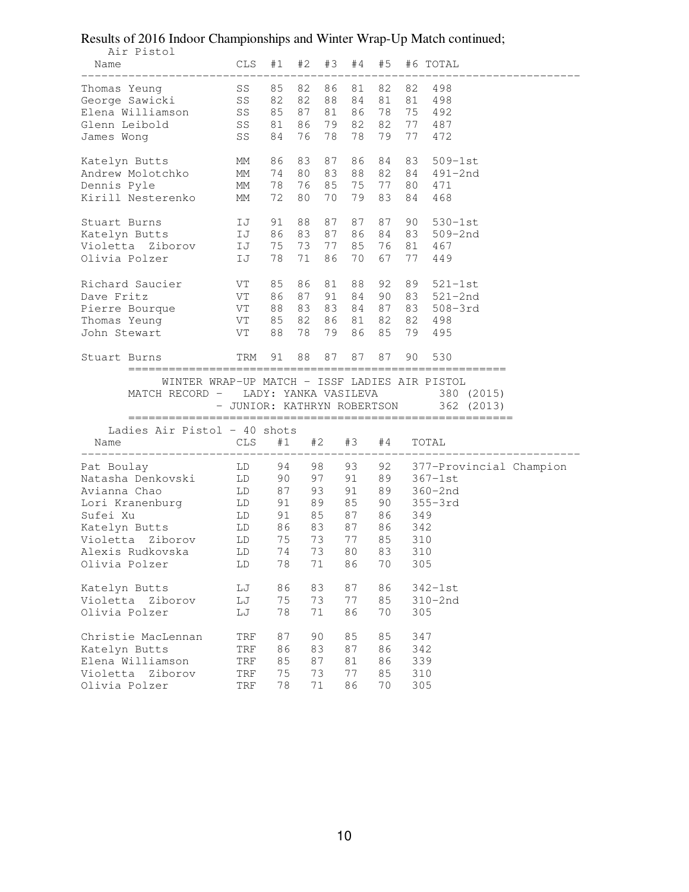Results of 2016 Indoor Championships and Winter Wrap-Up Match continued;

Air Pistol

| Name | CLS | #1 | #2 | #3 | #4 | #5 | #6 | TOTAL |
|---|---|---|---|---|---|---|---|---|
| Thomas Yeung | SS | 85 | 82 | 86 | 81 | 82 | 82 | 498 |
| George Sawicki | SS | 82 | 82 | 88 | 84 | 81 | 81 | 498 |
| Elena Williamson | SS | 85 | 87 | 81 | 86 | 78 | 75 | 492 |
| Glenn Leibold | SS | 81 | 86 | 79 | 82 | 82 | 77 | 487 |
| James Wong | SS | 84 | 76 | 78 | 78 | 79 | 77 | 472 |
| | | | | | | | | |
| Katelyn Butts | MM | 86 | 83 | 87 | 86 | 84 | 83 | 509-1st |
| Andrew Molotchko | MM | 74 | 80 | 83 | 88 | 82 | 84 | 491-2nd |
| Dennis Pyle | MM | 78 | 76 | 85 | 75 | 77 | 80 | 471 |
| Kirill Nesterenko | MM | 72 | 80 | 70 | 79 | 83 | 84 | 468 |
| | | | | | | | | |
| Stuart Burns | IJ | 91 | 88 | 87 | 87 | 87 | 90 | 530-1st |
| Katelyn Butts | IJ | 86 | 83 | 87 | 86 | 84 | 83 | 509-2nd |
| Violetta Ziborov | IJ | 75 | 73 | 77 | 85 | 76 | 81 | 467 |
| Olivia Polzer | IJ | 78 | 71 | 86 | 70 | 67 | 77 | 449 |
| | | | | | | | | |
| Richard Saucier | VT | 85 | 86 | 81 | 88 | 92 | 89 | 521-1st |
| Dave Fritz | VT | 86 | 87 | 91 | 84 | 90 | 83 | 521-2nd |
| Pierre Bourque | VT | 88 | 83 | 83 | 84 | 87 | 83 | 508-3rd |
| Thomas Yeung | VT | 85 | 82 | 86 | 81 | 82 | 82 | 498 |
| John Stewart | VT | 88 | 78 | 79 | 86 | 85 | 79 | 495 |
| | | | | | | | | |
| Stuart Burns | TRM | 91 | 88 | 87 | 87 | 87 | 90 | 530 |

WINTER WRAP-UP MATCH - ISSF LADIES AIR PISTOL

MATCH RECORD - LADY: YANKA VASILEVA 380 (2015)

- JUNIOR: KATHRYN ROBERTSON 362 (2013)

Ladies Air Pistol - 40 shots

| Name | CLS | #1 | #2 | #3 | #4 | TOTAL |
|---|---|---|---|---|---|---|
| Pat Boulay | LD | 94 | 98 | 93 | 92 | 377-Provincial Champion |
| Natasha Denkovski | LD | 90 | 97 | 91 | 89 | 367-1st |
| Avianna Chao | LD | 87 | 93 | 91 | 89 | 360-2nd |
| Lori Kranenburg | LD | 91 | 89 | 85 | 90 | 355-3rd |
| Sufei Xu | LD | 91 | 85 | 87 | 86 | 349 |
| Katelyn Butts | LD | 86 | 83 | 87 | 86 | 342 |
| Violetta Ziborov | LD | 75 | 73 | 77 | 85 | 310 |
| Alexis Rudkovska | LD | 74 | 73 | 80 | 83 | 310 |
| Olivia Polzer | LD | 78 | 71 | 86 | 70 | 305 |
| | | | | | | |
| Katelyn Butts | LJ | 86 | 83 | 87 | 86 | 342-1st |
| Violetta Ziborov | LJ | 75 | 73 | 77 | 85 | 310-2nd |
| Olivia Polzer | LJ | 78 | 71 | 86 | 70 | 305 |
| | | | | | | |
| Christie MacLennan | TRF | 87 | 90 | 85 | 85 | 347 |
| Katelyn Butts | TRF | 86 | 83 | 87 | 86 | 342 |
| Elena Williamson | TRF | 85 | 87 | 81 | 86 | 339 |
| Violetta Ziborov | TRF | 75 | 73 | 77 | 85 | 310 |
| Olivia Polzer | TRF | 78 | 71 | 86 | 70 | 305 |